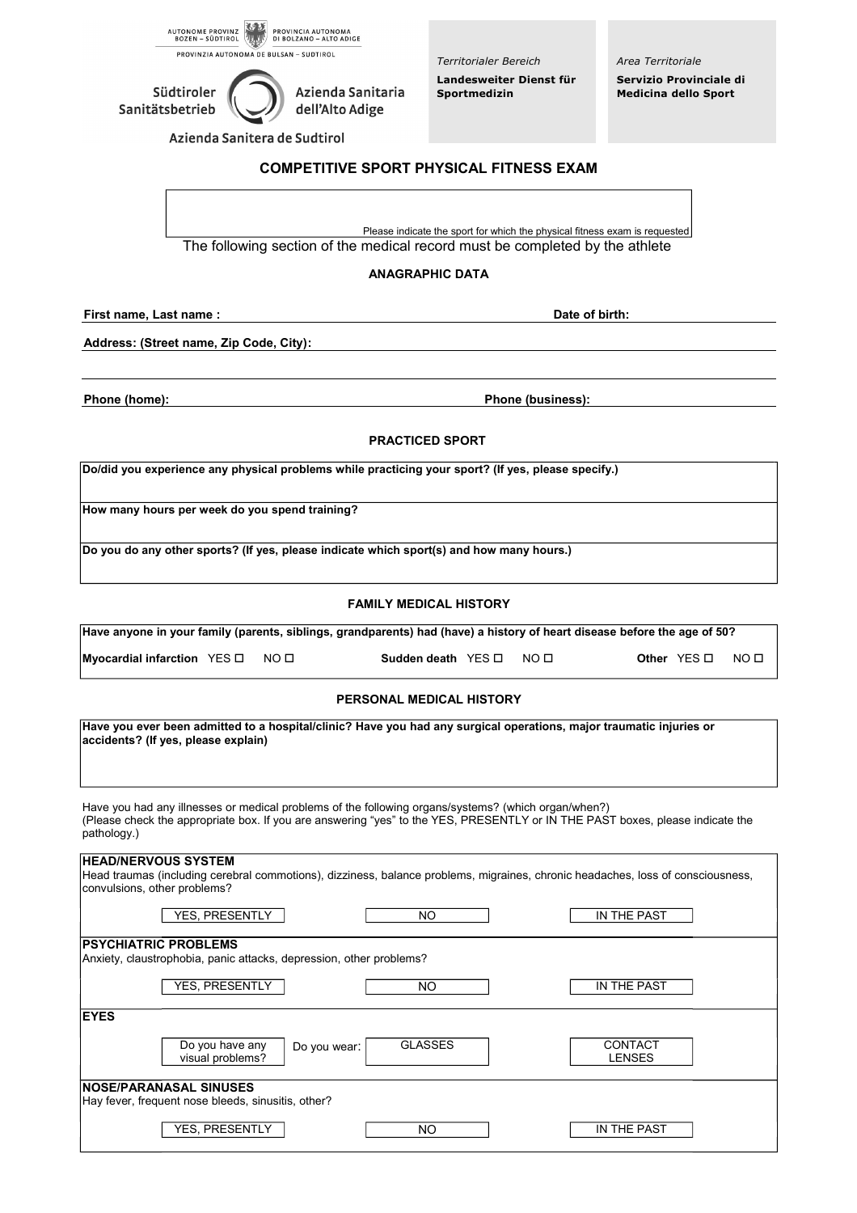AUTONOME PROVINZ BOZEN – SÜDTIROL | PROVINCIA AUTONOMA DI BOLZANO – ALTO ADIGE

PROVINZIA AUTONOMA DE BULSAN – SUDTIROL

Südtiroler Sanitätsbetrieb | Azienda Sanitaria dell'Alto Adige

Azienda Sanitera de Sudtirol

*Territorialer Bereich*

**Landesweiter Dienst für Sportmedizin**

*Area Territoriale*

**Servizio Provinciale di Medicina dello Sport**

# COMPETITIVE SPORT PHYSICAL FITNESS EXAM

Please indicate the sport for which the physical fitness exam is requested

The following section of the medical record must be completed by the athlete

## ANAGRAPHIC DATA

**First name, Last name :** ______________________ **Date of birth:** ______________

**Address: (Street name, Zip Code, City):** ______________________

**Phone (home):** ______________________ **Phone (business):** ______________

## PRACTICED SPORT

**Do/did you experience any physical problems while practicing your sport? (If yes, please specify.)**

**How many hours per week do you spend training?**

**Do you do any other sports? (If yes, please indicate which sport(s) and how many hours.)**

## FAMILY MEDICAL HISTORY

**Have anyone in your family (parents, siblings, grandparents) had (have) a history of heart disease before the age of 50?**

**Myocardial infarction** YES ☐ NO ☐ **Sudden death** YES ☐ NO ☐ **Other** YES ☐ NO ☐

## PERSONAL MEDICAL HISTORY

**Have you ever been admitted to a hospital/clinic? Have you had any surgical operations, major traumatic injuries or accidents? (If yes, please explain)**

Have you had any illnesses or medical problems of the following organs/systems? (which organ/when?)
(Please check the appropriate box. If you are answering "yes" to the YES, PRESENTLY or IN THE PAST boxes, please indicate the pathology.)

**HEAD/NERVOUS SYSTEM**
Head traumas (including cerebral commotions), dizziness, balance problems, migraines, chronic headaches, loss of consciousness, convulsions, other problems?

YES, PRESENTLY | NO | IN THE PAST

**PSYCHIATRIC PROBLEMS**
Anxiety, claustrophobia, panic attacks, depression, other problems?

YES, PRESENTLY | NO | IN THE PAST

**EYES**

Do you have any visual problems? | Do you wear: | GLASSES | CONTACT LENSES

**NOSE/PARANASAL SINUSES**
Hay fever, frequent nose bleeds, sinusitis, other?

YES, PRESENTLY | NO | IN THE PAST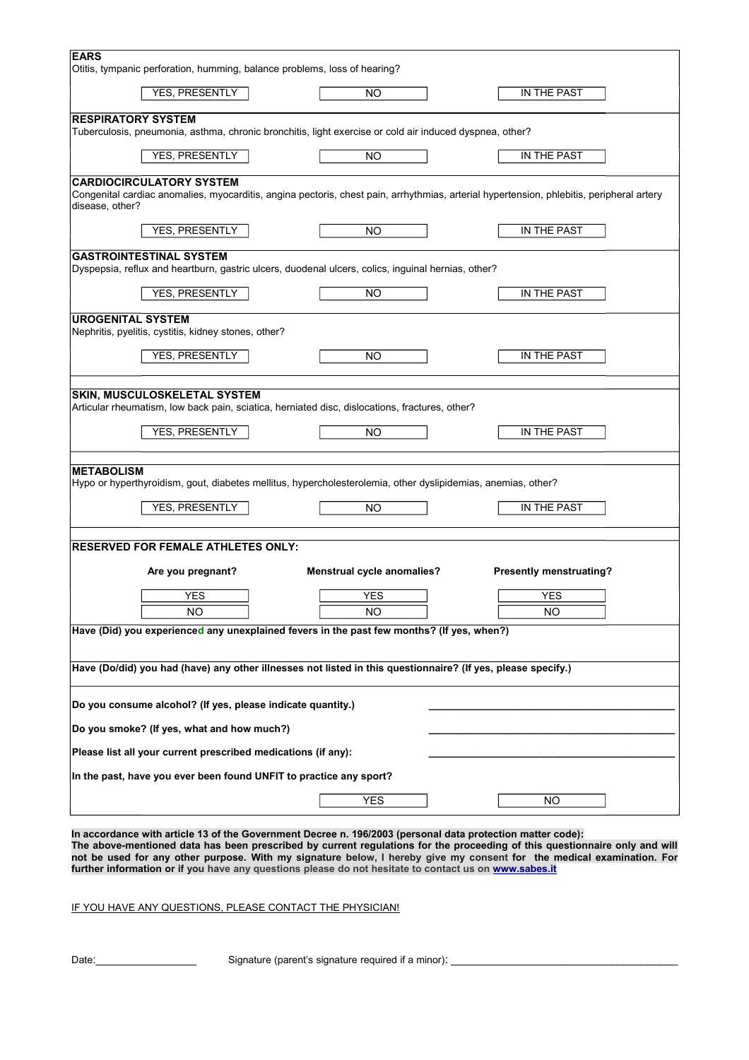**EARS**

Otitis, tympanic perforation, humming, balance problems, loss of hearing?

YES, PRESENTLY | NO | IN THE PAST

**RESPIRATORY SYSTEM**

Tuberculosis, pneumonia, asthma, chronic bronchitis, light exercise or cold air induced dyspnea, other?

YES, PRESENTLY | NO | IN THE PAST

**CARDIOCIRCULATORY SYSTEM**

Congenital cardiac anomalies, myocarditis, angina pectoris, chest pain, arrhythmias, arterial hypertension, phlebitis, peripheral artery disease, other?

YES, PRESENTLY | NO | IN THE PAST

**GASTROINTESTINAL SYSTEM**

Dyspepsia, reflux and heartburn, gastric ulcers, duodenal ulcers, colics, inguinal hernias, other?

YES, PRESENTLY | NO | IN THE PAST

**UROGENITAL SYSTEM**

Nephritis, pyelitis, cystitis, kidney stones, other?

YES, PRESENTLY | NO | IN THE PAST

**SKIN, MUSCULOSKELETAL SYSTEM**

Articular rheumatism, low back pain, sciatica, herniated disc, dislocations, fractures, other?

YES, PRESENTLY | NO | IN THE PAST

**METABOLISM**

Hypo or hyperthyroidism, gout, diabetes mellitus, hypercholesterolemia, other dyslipidemias, anemias, other?

YES, PRESENTLY | NO | IN THE PAST

**RESERVED FOR FEMALE ATHLETES ONLY:**

| **Are you pregnant?** | **Menstrual cycle anomalies?** | **Presently menstruating?** |
|---|---|---|
| YES | YES | YES |
| NO | NO | NO |

**Have (Did) you experienced any unexplained fevers in the past few months? (If yes, when?)**

**Have (Do/did) you had (have) any other illnesses not listed in this questionnaire? (If yes, please specify.)**

**Do you consume alcohol? (If yes, please indicate quantity.)** ____________________

**Do you smoke? (If yes, what and how much?)** ____________________

**Please list all your current prescribed medications (if any):** ____________________

**In the past, have you ever been found UNFIT to practice any sport?**

YES | NO

**In accordance with article 13 of the Government Decree n. 196/2003 (personal data protection matter code):**
**The above-mentioned data has been prescribed by current regulations for the proceeding of this questionnaire only and will not be used for any other purpose. With my signature below, I hereby give my consent for the medical examination. For further information or if you have any questions please do not hesitate to contact us on www.sabes.it**

IF YOU HAVE ANY QUESTIONS, PLEASE CONTACT THE PHYSICIAN!

Date:__________________ Signature (parent's signature required if a minor): ________________________________________